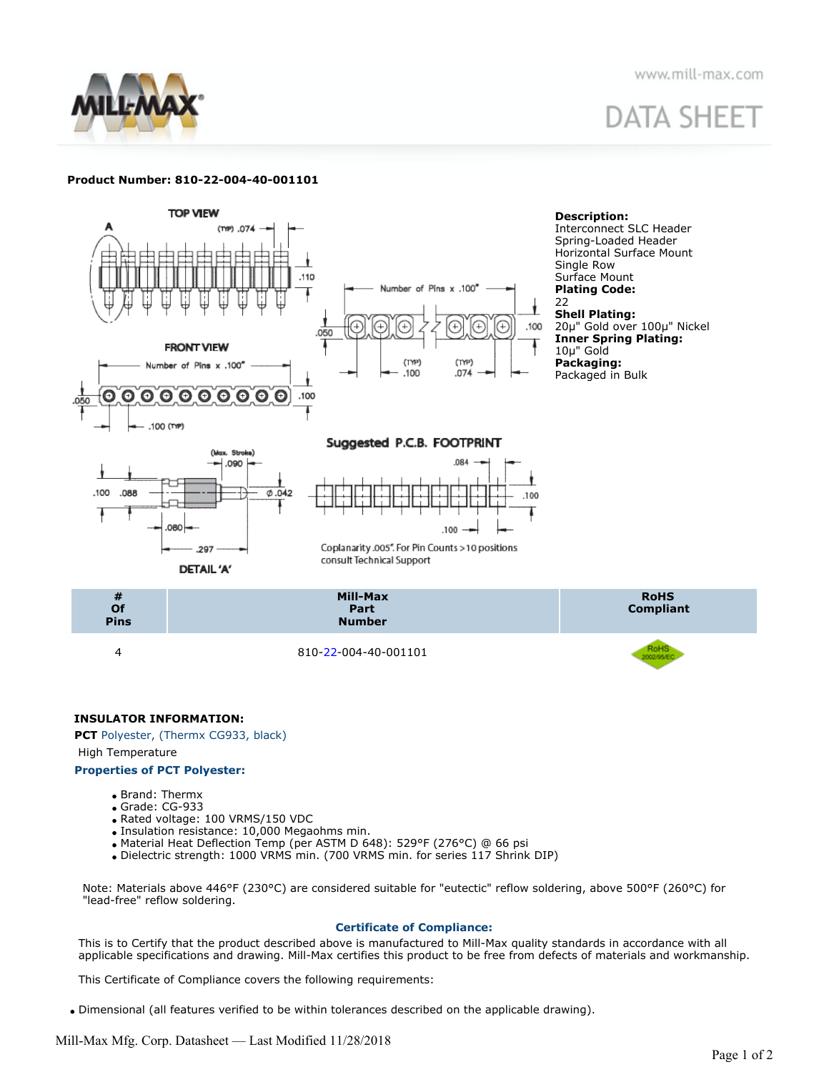**Product Number: 810-22-004-40-001101**

**Description:**
Interconnect SLC Header
Spring-Loaded Header
Horizontal Surface Mount
Single Row
Surface Mount

**Plating Code:**
22

**Shell Plating:**
20µ" Gold over 100µ" Nickel

**Inner Spring Plating:**
10µ" Gold

**Packaging:**
Packaged in Bulk

TOP VIEW

FRONT VIEW

Suggested P.C.B. FOOTPRINT

DETAIL 'A'

Coplanarity .005". For Pin Counts >10 positions consult Technical Support

| # Of Pins | Mill-Max Part Number | RoHS Compliant |
|---|---|---|
| 4 | 810-22-004-40-001101 | RoHS 2002/95/EC |

**INSULATOR INFORMATION:**

**PCT** Polyester, (Thermx CG933, black)

High Temperature

**Properties of PCT Polyester:**

- Brand: Thermx
- Grade: CG-933
- Rated voltage: 100 VRMS/150 VDC
- Insulation resistance: 10,000 Megaohms min.
- Material Heat Deflection Temp (per ASTM D 648): 529°F (276°C) @ 66 psi
- Dielectric strength: 1000 VRMS min. (700 VRMS min. for series 117 Shrink DIP)

Note: Materials above 446°F (230°C) are considered suitable for "eutectic" reflow soldering, above 500°F (260°C) for "lead-free" reflow soldering.

**Certificate of Compliance:**

This is to Certify that the product described above is manufactured to Mill-Max quality standards in accordance with all applicable specifications and drawing. Mill-Max certifies this product to be free from defects of materials and workmanship.

This Certificate of Compliance covers the following requirements:

- Dimensional (all features verified to be within tolerances described on the applicable drawing).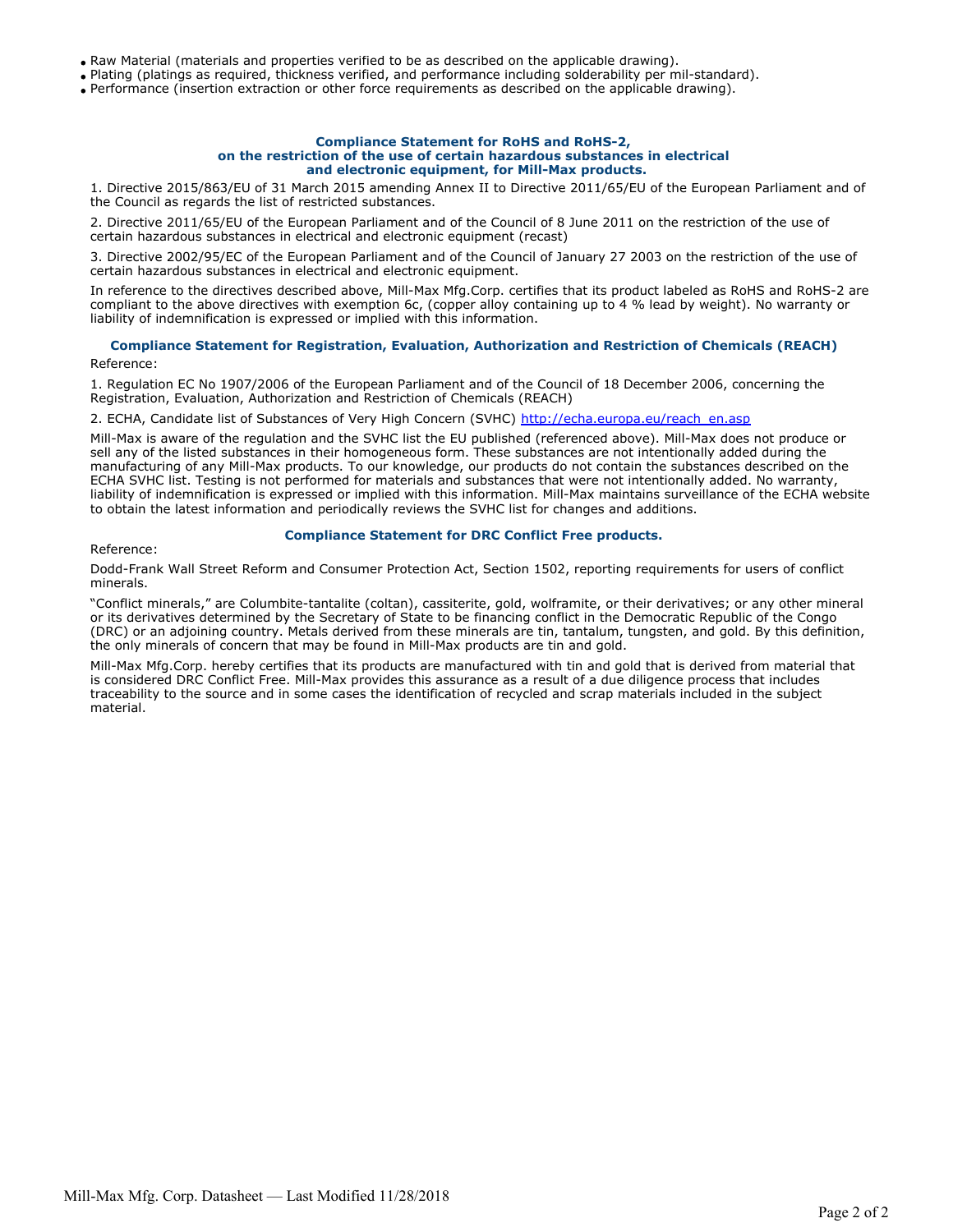- Raw Material (materials and properties verified to be as described on the applicable drawing).
- Plating (platings as required, thickness verified, and performance including solderability per mil-standard).
- Performance (insertion extraction or other force requirements as described on the applicable drawing).

### Compliance Statement for RoHS and RoHS-2, on the restriction of the use of certain hazardous substances in electrical and electronic equipment, for Mill-Max products.

1. Directive 2015/863/EU of 31 March 2015 amending Annex II to Directive 2011/65/EU of the European Parliament and of the Council as regards the list of restricted substances.

2. Directive 2011/65/EU of the European Parliament and of the Council of 8 June 2011 on the restriction of the use of certain hazardous substances in electrical and electronic equipment (recast)

3. Directive 2002/95/EC of the European Parliament and of the Council of January 27 2003 on the restriction of the use of certain hazardous substances in electrical and electronic equipment.

In reference to the directives described above, Mill-Max Mfg.Corp. certifies that its product labeled as RoHS and RoHS-2 are compliant to the above directives with exemption 6c, (copper alloy containing up to 4 % lead by weight). No warranty or liability of indemnification is expressed or implied with this information.

### Compliance Statement for Registration, Evaluation, Authorization and Restriction of Chemicals (REACH)

Reference:

1. Regulation EC No 1907/2006 of the European Parliament and of the Council of 18 December 2006, concerning the Registration, Evaluation, Authorization and Restriction of Chemicals (REACH)

2. ECHA, Candidate list of Substances of Very High Concern (SVHC) http://echa.europa.eu/reach_en.asp

Mill-Max is aware of the regulation and the SVHC list the EU published (referenced above). Mill-Max does not produce or sell any of the listed substances in their homogeneous form. These substances are not intentionally added during the manufacturing of any Mill-Max products. To our knowledge, our products do not contain the substances described on the ECHA SVHC list. Testing is not performed for materials and substances that were not intentionally added. No warranty, liability of indemnification is expressed or implied with this information. Mill-Max maintains surveillance of the ECHA website to obtain the latest information and periodically reviews the SVHC list for changes and additions.

### Compliance Statement for DRC Conflict Free products.

Reference:

Dodd-Frank Wall Street Reform and Consumer Protection Act, Section 1502, reporting requirements for users of conflict minerals.

"Conflict minerals," are Columbite-tantalite (coltan), cassiterite, gold, wolframite, or their derivatives; or any other mineral or its derivatives determined by the Secretary of State to be financing conflict in the Democratic Republic of the Congo (DRC) or an adjoining country. Metals derived from these minerals are tin, tantalum, tungsten, and gold. By this definition, the only minerals of concern that may be found in Mill-Max products are tin and gold.

Mill-Max Mfg.Corp. hereby certifies that its products are manufactured with tin and gold that is derived from material that is considered DRC Conflict Free. Mill-Max provides this assurance as a result of a due diligence process that includes traceability to the source and in some cases the identification of recycled and scrap materials included in the subject material.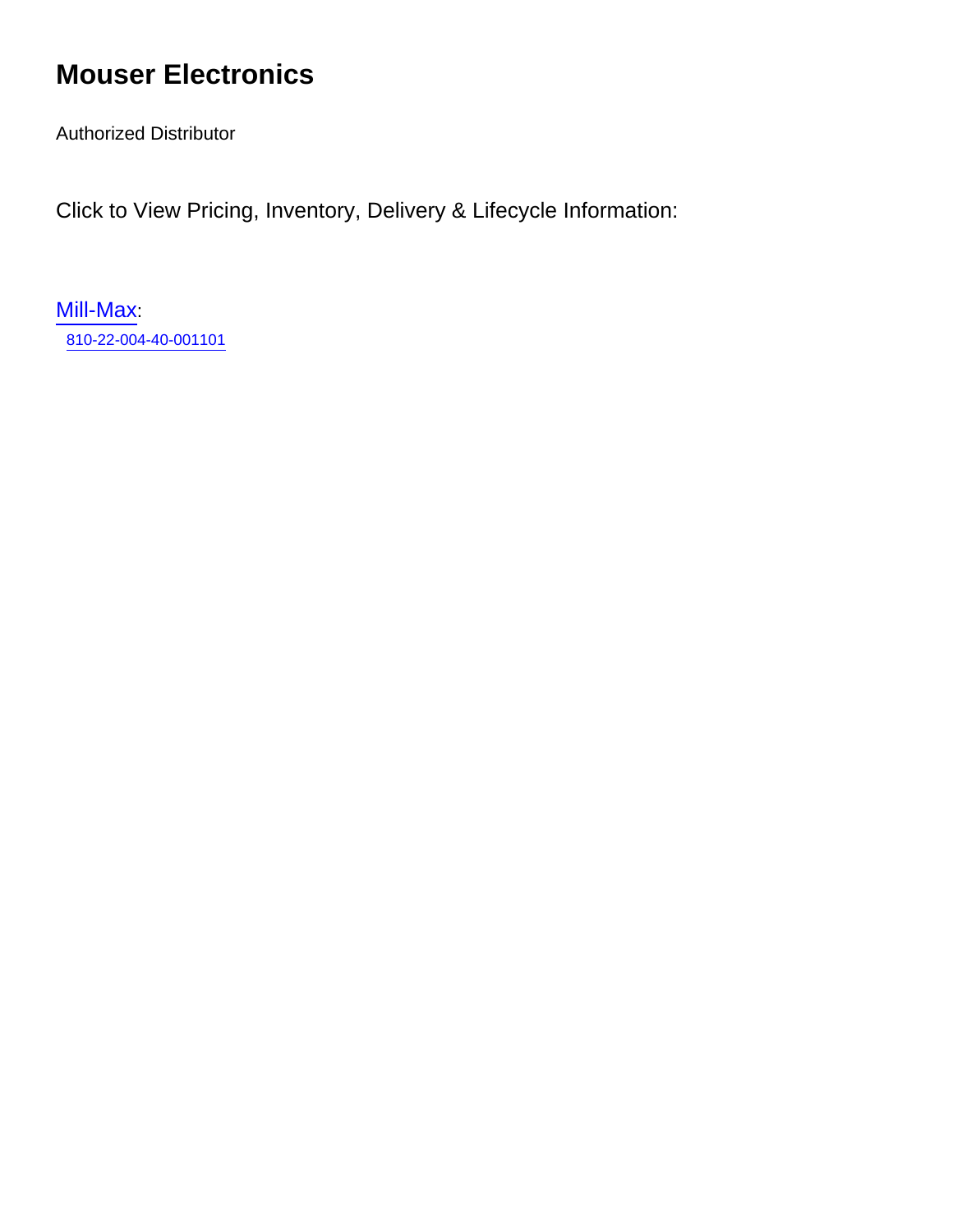# Mouser Electronics

Authorized Distributor

Click to View Pricing, Inventory, Delivery & Lifecycle Information:

Mill-Max:

810-22-004-40-001101